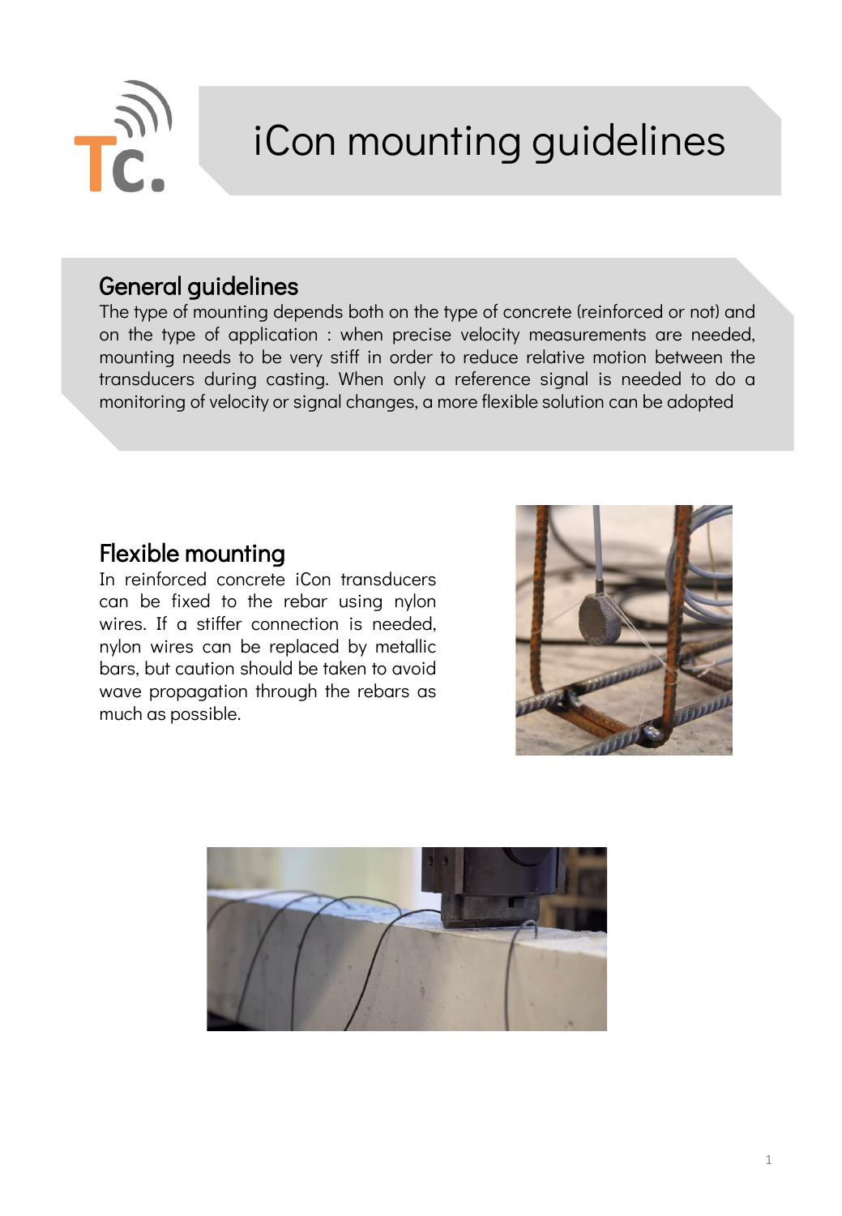# iCon mounting guidelines

## General guidelines

The type of mounting depends both on the type of concrete (reinforced or not) and on the type of application : when precise velocity measurements are needed, mounting needs to be very stiff in order to reduce relative motion between the transducers during casting. When only a reference signal is needed to do a monitoring of velocity or signal changes, a more flexible solution can be adopted

## Flexible mounting

In reinforced concrete iCon transducers can be fixed to the rebar using nylon wires. If a stiffer connection is needed, nylon wires can be replaced by metallic bars, but caution should be taken to avoid wave propagation through the rebars as much as possible.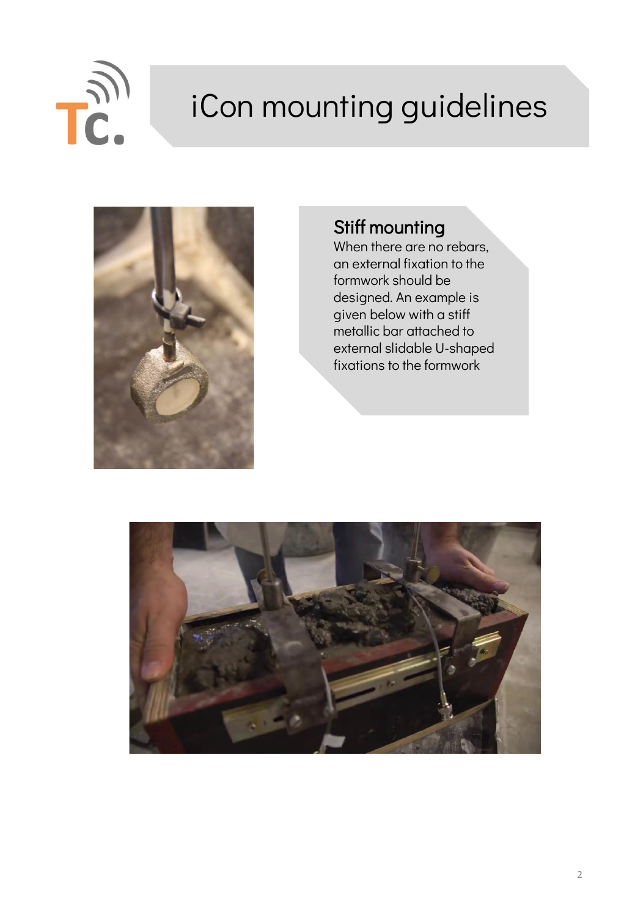# iCon mounting guidelines

## Stiff mounting

When there are no rebars, an external fixation to the formwork should be designed. An example is given below with a stiff metallic bar attached to external slidable U-shaped fixations to the formwork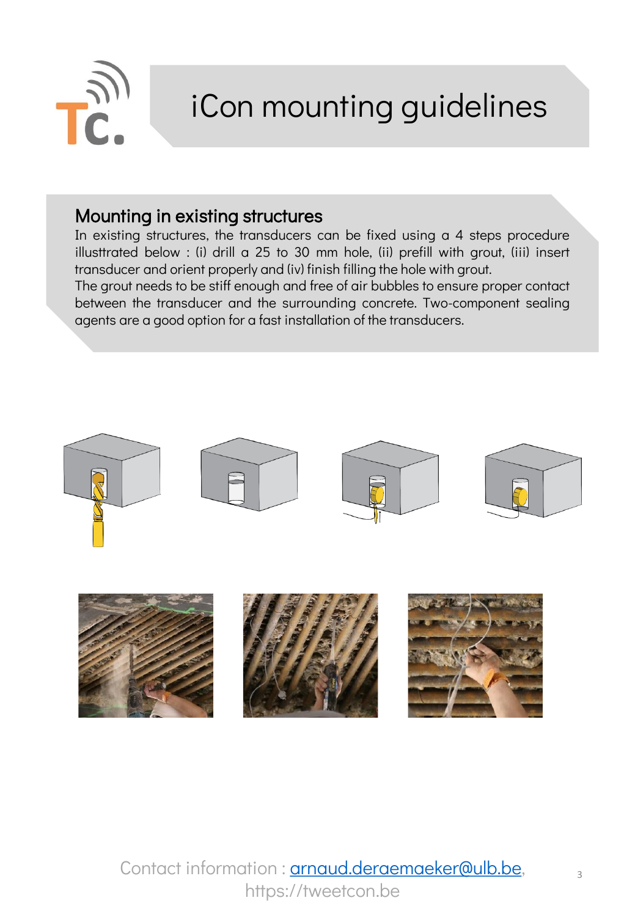# iCon mounting guidelines

## Mounting in existing structures

In existing structures, the transducers can be fixed using a 4 steps procedure illusttrated below : (i) drill a 25 to 30 mm hole, (ii) prefill with grout, (iii) insert transducer and orient properly and (iv) finish filling the hole with grout.

The grout needs to be stiff enough and free of air bubbles to ensure proper contact between the transducer and the surrounding concrete. Two-component sealing agents are a good option for a fast installation of the transducers.

Contact information : arnaud.deraemaeker@ulb.be, https://tweetcon.be